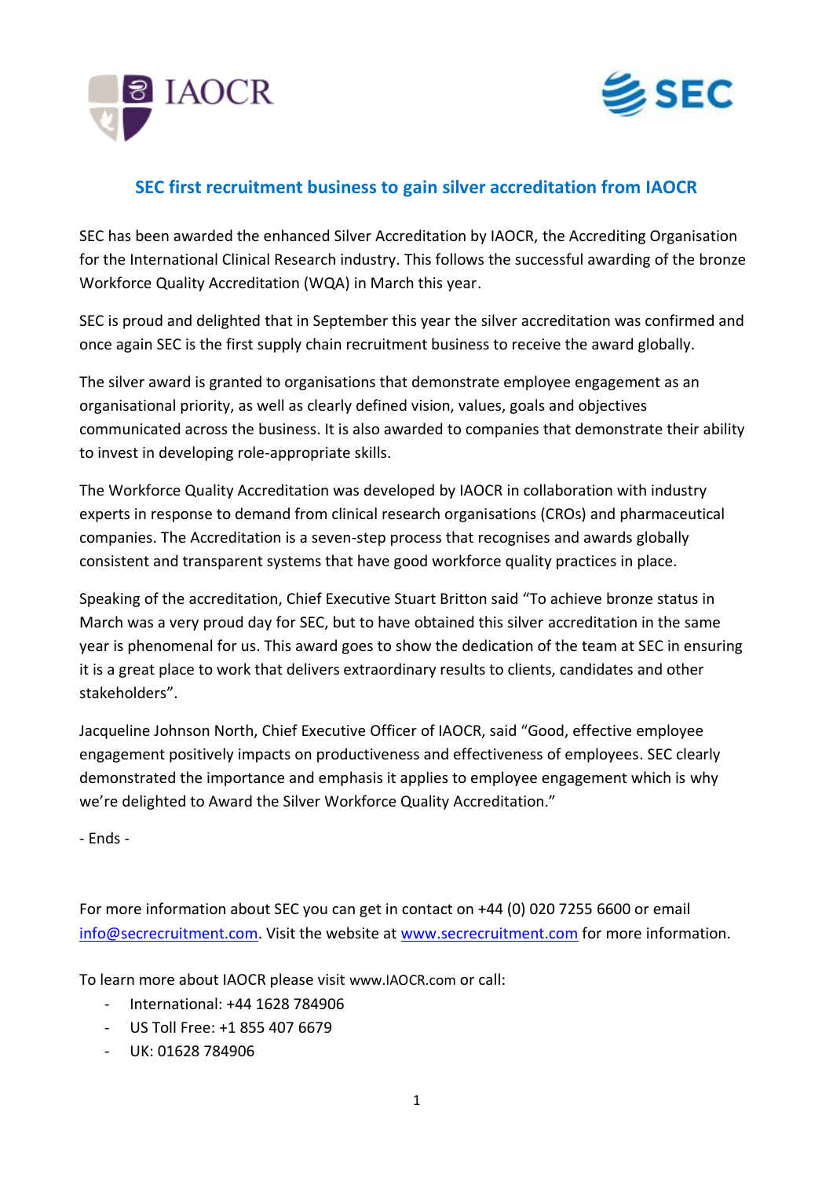## SEC first recruitment business to gain silver accreditation from IAOCR

SEC has been awarded the enhanced Silver Accreditation by IAOCR, the Accrediting Organisation for the International Clinical Research industry. This follows the successful awarding of the bronze Workforce Quality Accreditation (WQA) in March this year.

SEC is proud and delighted that in September this year the silver accreditation was confirmed and once again SEC is the first supply chain recruitment business to receive the award globally.

The silver award is granted to organisations that demonstrate employee engagement as an organisational priority, as well as clearly defined vision, values, goals and objectives communicated across the business. It is also awarded to companies that demonstrate their ability to invest in developing role-appropriate skills.

The Workforce Quality Accreditation was developed by IAOCR in collaboration with industry experts in response to demand from clinical research organisations (CROs) and pharmaceutical companies. The Accreditation is a seven-step process that recognises and awards globally consistent and transparent systems that have good workforce quality practices in place.

Speaking of the accreditation, Chief Executive Stuart Britton said "To achieve bronze status in March was a very proud day for SEC, but to have obtained this silver accreditation in the same year is phenomenal for us. This award goes to show the dedication of the team at SEC in ensuring it is a great place to work that delivers extraordinary results to clients, candidates and other stakeholders".

Jacqueline Johnson North, Chief Executive Officer of IAOCR, said "Good, effective employee engagement positively impacts on productiveness and effectiveness of employees. SEC clearly demonstrated the importance and emphasis it applies to employee engagement which is why we're delighted to Award the Silver Workforce Quality Accreditation."

- Ends -

For more information about SEC you can get in contact on +44 (0) 020 7255 6600 or email info@secrecruitment.com. Visit the website at www.secrecruitment.com for more information.

To learn more about IAOCR please visit www.IAOCR.com or call:

- International: +44 1628 784906
- US Toll Free: +1 855 407 6679
- UK: 01628 784906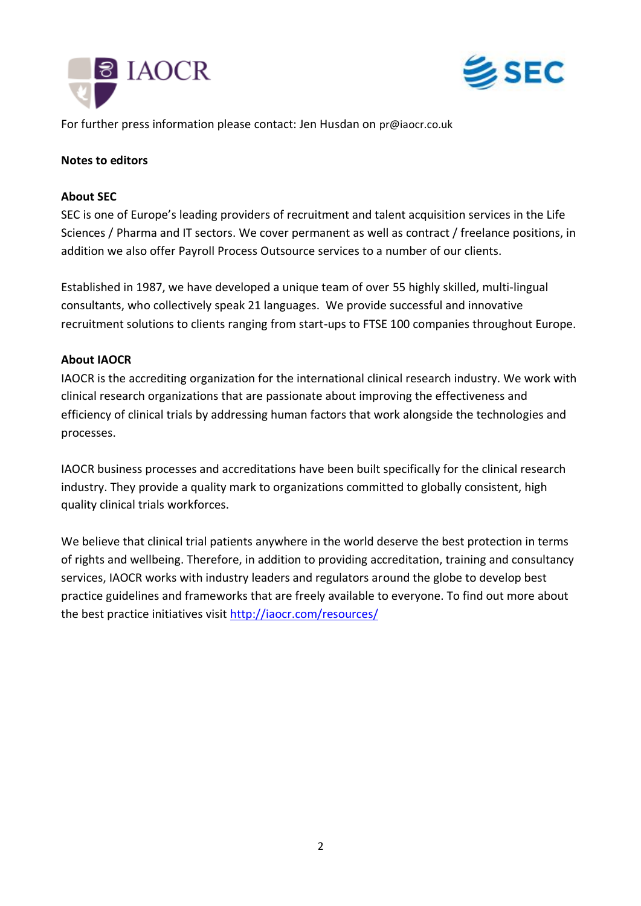For further press information please contact: Jen Husdan on pr@iaocr.co.uk

**Notes to editors**

**About SEC**

SEC is one of Europe's leading providers of recruitment and talent acquisition services in the Life Sciences / Pharma and IT sectors. We cover permanent as well as contract / freelance positions, in addition we also offer Payroll Process Outsource services to a number of our clients.

Established in 1987, we have developed a unique team of over 55 highly skilled, multi-lingual consultants, who collectively speak 21 languages. We provide successful and innovative recruitment solutions to clients ranging from start-ups to FTSE 100 companies throughout Europe.

**About IAOCR**

IAOCR is the accrediting organization for the international clinical research industry. We work with clinical research organizations that are passionate about improving the effectiveness and efficiency of clinical trials by addressing human factors that work alongside the technologies and processes.

IAOCR business processes and accreditations have been built specifically for the clinical research industry. They provide a quality mark to organizations committed to globally consistent, high quality clinical trials workforces.

We believe that clinical trial patients anywhere in the world deserve the best protection in terms of rights and wellbeing. Therefore, in addition to providing accreditation, training and consultancy services, IAOCR works with industry leaders and regulators around the globe to develop best practice guidelines and frameworks that are freely available to everyone. To find out more about the best practice initiatives visit http://iaocr.com/resources/